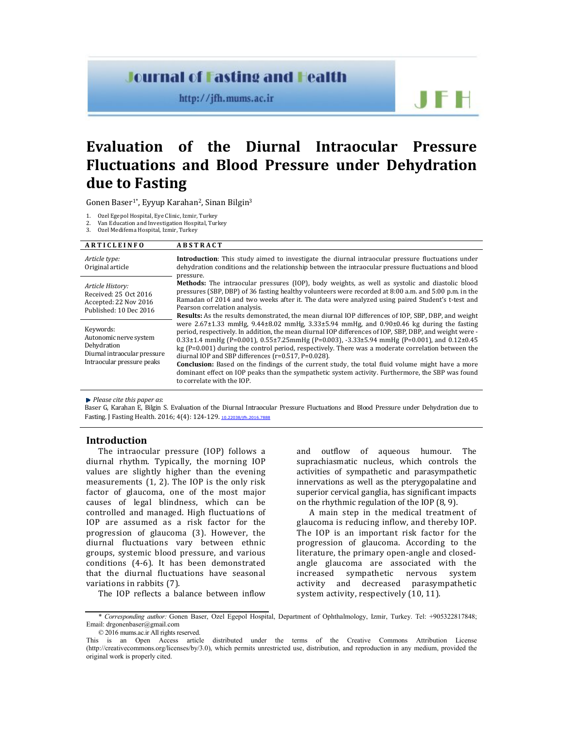Journal of Fasting and Health

http://jfh.mums.ac.ir

JFH

# Evaluation of the Diurnal Intraocular Pressure Fluctuations and Blood Pressure under Dehydration due to Fasting

Gonen Baser[1*], Eyyup Karahan[2], Sinan Bilgin[3]

1. Ozel Egepol Hospital, Eye Clinic, Izmir, Turkey
2. Van Education and Investigation Hospital, Turkey
3. Ozel Medifema Hospital, Izmir, Turkey

| ARTICLEINFO | ABSTRACT |
|---|---|
| *Article type:* Original article<br><br>*Article History:* Received: 25 Oct 2016 Accepted: 22 Nov 2016 Published: 10 Dec 2016<br><br>Keywords: Autonomic nerve system Dehydration Diurnal intraocular pressure Intraocular pressure peaks | **Introduction**: This study aimed to investigate the diurnal intraocular pressure fluctuations under dehydration conditions and the relationship between the intraocular pressure fluctuations and blood pressure.<br>**Methods:** The intraocular pressures (IOP), body weights, as well as systolic and diastolic blood pressures (SBP, DBP) of 36 fasting healthy volunteers were recorded at 8:00 a.m. and 5:00 p.m. in the Ramadan of 2014 and two weeks after it. The data were analyzed using paired Student's t-test and Pearson correlation analysis.<br>**Results:** As the results demonstrated, the mean diurnal IOP differences of IOP, SBP, DBP, and weight were 2.67±1.33 mmHg, 9.44±8.02 mmHg, 3.33±5.94 mmHg, and 0.90±0.46 kg during the fasting period, respectively. In addition, the mean diurnal IOP differences of IOP, SBP, DBP, and weight were -0.33±1.4 mmHg (P=0.001), 0.55±7.25mmHg (P=0.003), -3.33±5.94 mmHg (P=0.001), and 0.12±0.45 kg (P=0.001) during the control period, respectively. There was a moderate correlation between the diurnal IOP and SBP differences (r=0.517, P=0.028).<br>**Conclusion:** Based on the findings of the current study, the total fluid volume might have a more dominant effect on IOP peaks than the sympathetic system activity. Furthermore, the SBP was found to correlate with the IOP. |

*Please cite this paper as*:
Baser G, Karahan E, Bilgin S. Evaluation of the Diurnal Intraocular Pressure Fluctuations and Blood Pressure under Dehydration due to Fasting. J Fasting Health. 2016; 4(4): 124-129. 10.22038/jfh.2016.7888

## Introduction

The intraocular pressure (IOP) follows a diurnal rhythm. Typically, the morning IOP values are slightly higher than the evening measurements (1, 2). The IOP is the only risk factor of glaucoma, one of the most major causes of legal blindness, which can be controlled and managed. High fluctuations of IOP are assumed as a risk factor for the progression of glaucoma (3). However, the diurnal fluctuations vary between ethnic groups, systemic blood pressure, and various conditions (4-6). It has been demonstrated that the diurnal fluctuations have seasonal variations in rabbits (7).

The IOP reflects a balance between inflow and outflow of aqueous humour. The suprachiasmatic nucleus, which controls the activities of sympathetic and parasympathetic innervations as well as the pterygopalatine and superior cervical ganglia, has significant impacts on the rhythmic regulation of the IOP (8, 9).

A main step in the medical treatment of glaucoma is reducing inflow, and thereby IOP. The IOP is an important risk factor for the progression of glaucoma. According to the literature, the primary open-angle and closed-angle glaucoma are associated with the increased sympathetic nervous system activity and decreased parasympathetic system activity, respectively (10, 11).

\* *Corresponding author:* Gonen Baser, Ozel Egepol Hospital, Department of Ophthalmology, Izmir, Turkey. Tel: +905322817848; Email: drgonenbaser@gmail.com

© 2016 mums.ac.ir All rights reserved.

This is an Open Access article distributed under the terms of the Creative Commons Attribution License (http://creativecommons.org/licenses/by/3.0), which permits unrestricted use, distribution, and reproduction in any medium, provided the original work is properly cited.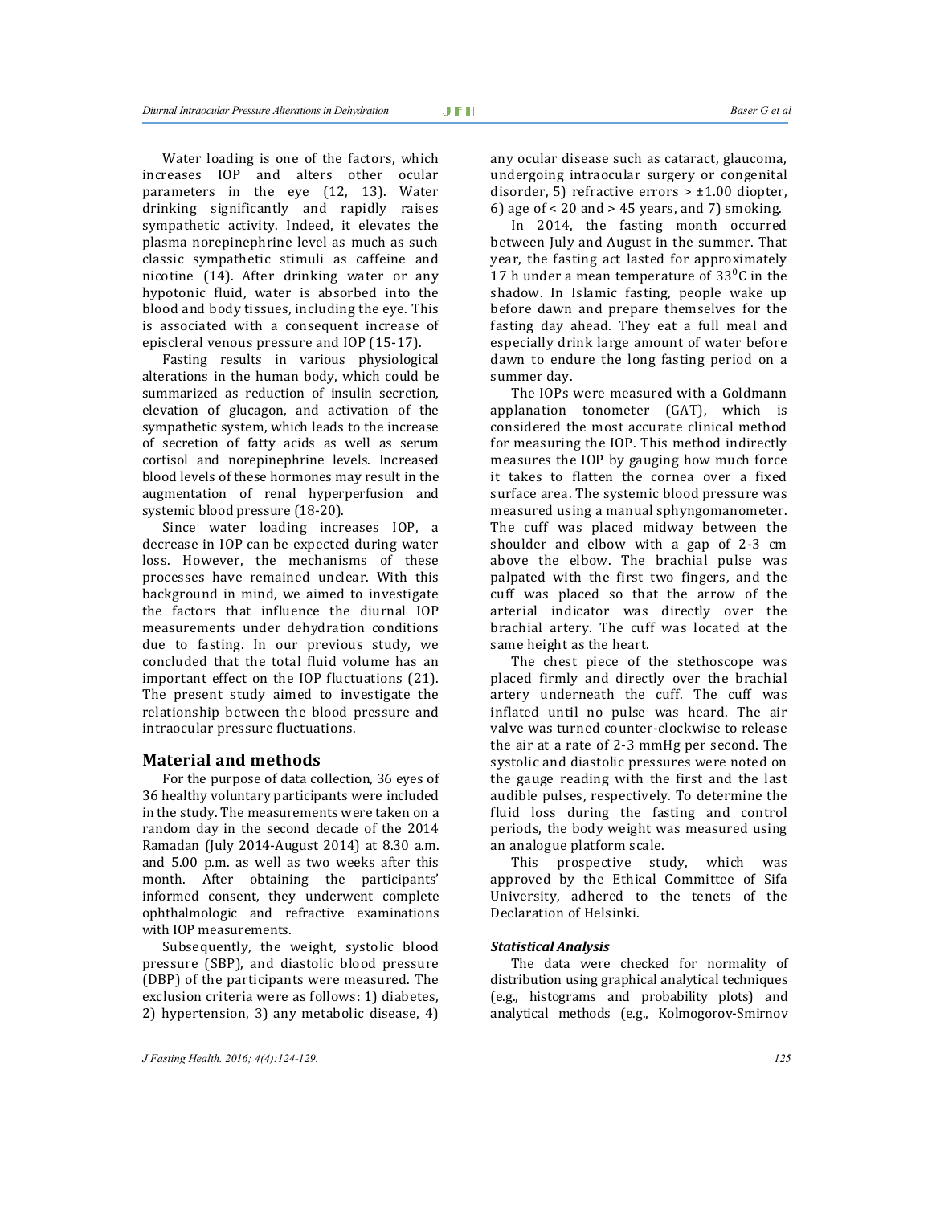Water loading is one of the factors, which increases IOP and alters other ocular parameters in the eye (12, 13). Water drinking significantly and rapidly raises sympathetic activity. Indeed, it elevates the plasma norepinephrine level as much as such classic sympathetic stimuli as caffeine and nicotine (14). After drinking water or any hypotonic fluid, water is absorbed into the blood and body tissues, including the eye. This is associated with a consequent increase of episcleral venous pressure and IOP (15-17).

Fasting results in various physiological alterations in the human body, which could be summarized as reduction of insulin secretion, elevation of glucagon, and activation of the sympathetic system, which leads to the increase of secretion of fatty acids as well as serum cortisol and norepinephrine levels. Increased blood levels of these hormones may result in the augmentation of renal hyperperfusion and systemic blood pressure (18-20).

Since water loading increases IOP, a decrease in IOP can be expected during water loss. However, the mechanisms of these processes have remained unclear. With this background in mind, we aimed to investigate the factors that influence the diurnal IOP measurements under dehydration conditions due to fasting. In our previous study, we concluded that the total fluid volume has an important effect on the IOP fluctuations (21). The present study aimed to investigate the relationship between the blood pressure and intraocular pressure fluctuations.

## Material and methods

For the purpose of data collection, 36 eyes of 36 healthy voluntary participants were included in the study. The measurements were taken on a random day in the second decade of the 2014 Ramadan (July 2014-August 2014) at 8.30 a.m. and 5.00 p.m. as well as two weeks after this month. After obtaining the participants' informed consent, they underwent complete ophthalmologic and refractive examinations with IOP measurements.

Subsequently, the weight, systolic blood pressure (SBP), and diastolic blood pressure (DBP) of the participants were measured. The exclusion criteria were as follows: 1) diabetes, 2) hypertension, 3) any metabolic disease, 4) any ocular disease such as cataract, glaucoma, undergoing intraocular surgery or congenital disorder, 5) refractive errors > ±1.00 diopter, 6) age of < 20 and > 45 years, and 7) smoking.

In 2014, the fasting month occurred between July and August in the summer. That year, the fasting act lasted for approximately 17 h under a mean temperature of 33$^0$C in the shadow. In Islamic fasting, people wake up before dawn and prepare themselves for the fasting day ahead. They eat a full meal and especially drink large amount of water before dawn to endure the long fasting period on a summer day.

The IOPs were measured with a Goldmann applanation tonometer (GAT), which is considered the most accurate clinical method for measuring the IOP. This method indirectly measures the IOP by gauging how much force it takes to flatten the cornea over a fixed surface area. The systemic blood pressure was measured using a manual sphyngomanometer. The cuff was placed midway between the shoulder and elbow with a gap of 2-3 cm above the elbow. The brachial pulse was palpated with the first two fingers, and the cuff was placed so that the arrow of the arterial indicator was directly over the brachial artery. The cuff was located at the same height as the heart.

The chest piece of the stethoscope was placed firmly and directly over the brachial artery underneath the cuff. The cuff was inflated until no pulse was heard. The air valve was turned counter-clockwise to release the air at a rate of 2-3 mmHg per second. The systolic and diastolic pressures were noted on the gauge reading with the first and the last audible pulses, respectively. To determine the fluid loss during the fasting and control periods, the body weight was measured using an analogue platform scale.

This prospective study, which was approved by the Ethical Committee of Sifa University, adhered to the tenets of the Declaration of Helsinki.

### *Statistical Analysis*

The data were checked for normality of distribution using graphical analytical techniques (e.g., histograms and probability plots) and analytical methods (e.g., Kolmogorov-Smirnov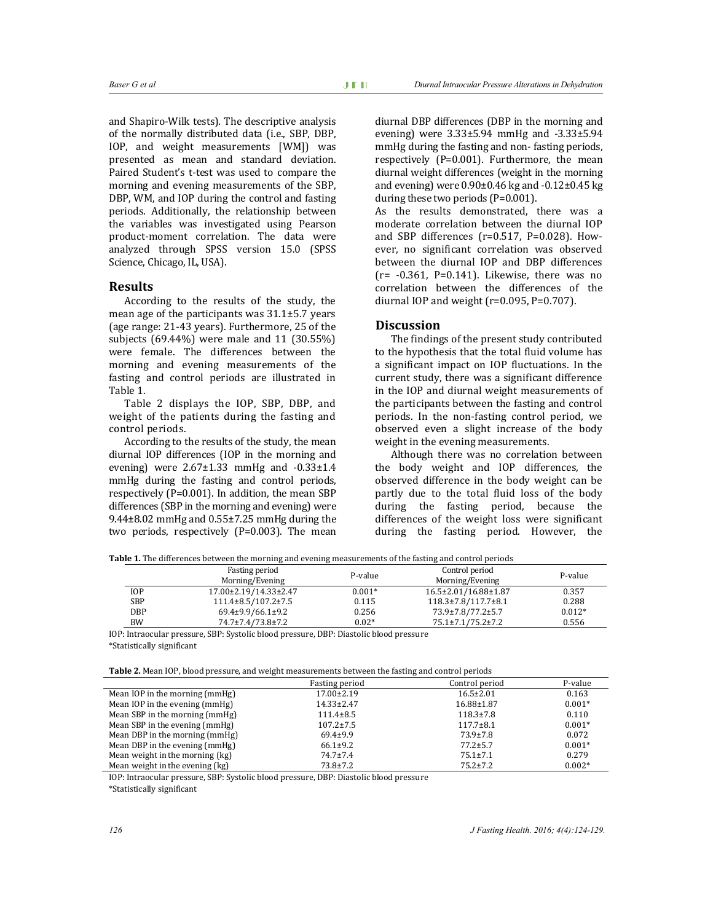and Shapiro-Wilk tests). The descriptive analysis of the normally distributed data (i.e., SBP, DBP, IOP, and weight measurements [WM]) was presented as mean and standard deviation. Paired Student's t-test was used to compare the morning and evening measurements of the SBP, DBP, WM, and IOP during the control and fasting periods. Additionally, the relationship between the variables was investigated using Pearson product-moment correlation. The data were analyzed through SPSS version 15.0 (SPSS Science, Chicago, IL, USA).

## Results

According to the results of the study, the mean age of the participants was 31.1±5.7 years (age range: 21-43 years). Furthermore, 25 of the subjects (69.44%) were male and 11 (30.55%) were female. The differences between the morning and evening measurements of the fasting and control periods are illustrated in Table 1.

Table 2 displays the IOP, SBP, DBP, and weight of the patients during the fasting and control periods.

According to the results of the study, the mean diurnal IOP differences (IOP in the morning and evening) were 2.67±1.33 mmHg and -0.33±1.4 mmHg during the fasting and control periods, respectively (P=0.001). In addition, the mean SBP differences (SBP in the morning and evening) were 9.44±8.02 mmHg and 0.55±7.25 mmHg during the two periods, respectively (P=0.003). The mean diurnal DBP differences (DBP in the morning and evening) were 3.33±5.94 mmHg and -3.33±5.94 mmHg during the fasting and non- fasting periods, respectively (P=0.001). Furthermore, the mean diurnal weight differences (weight in the morning and evening) were 0.90±0.46 kg and -0.12±0.45 kg during these two periods (P=0.001).

As the results demonstrated, there was a moderate correlation between the diurnal IOP and SBP differences (r=0.517, P=0.028). However, no significant correlation was observed between the diurnal IOP and DBP differences (r= -0.361, P=0.141). Likewise, there was no correlation between the differences of the diurnal IOP and weight (r=0.095, P=0.707).

## Discussion

The findings of the present study contributed to the hypothesis that the total fluid volume has a significant impact on IOP fluctuations. In the current study, there was a significant difference in the IOP and diurnal weight measurements of the participants between the fasting and control periods. In the non-fasting control period, we observed even a slight increase of the body weight in the evening measurements.

Although there was no correlation between the body weight and IOP differences, the observed difference in the body weight can be partly due to the total fluid loss of the body during the fasting period, because the differences of the weight loss were significant during the fasting period. However, the

**Table 1.** The differences between the morning and evening measurements of the fasting and control periods

| | Fasting period Morning/Evening | P-value | Control period Morning/Evening | P-value |
|---|---|---|---|---|
| IOP | 17.00±2.19/14.33±2.47 | 0.001* | 16.5±2.01/16.88±1.87 | 0.357 |
| SBP | 111.4±8.5/107.2±7.5 | 0.115 | 118.3±7.8/117.7±8.1 | 0.288 |
| DBP | 69.4±9.9/66.1±9.2 | 0.256 | 73.9±7.8/77.2±5.7 | 0.012* |
| BW | 74.7±7.4/73.8±7.2 | 0.02* | 75.1±7.1/75.2±7.2 | 0.556 |

IOP: Intraocular pressure, SBP: Systolic blood pressure, DBP: Diastolic blood pressure
*Statistically significant

**Table 2.** Mean IOP, blood pressure, and weight measurements between the fasting and control periods

| | Fasting period | Control period | P-value |
|---|---|---|---|
| Mean IOP in the morning (mmHg) | 17.00±2.19 | 16.5±2.01 | 0.163 |
| Mean IOP in the evening (mmHg) | 14.33±2.47 | 16.88±1.87 | 0.001* |
| Mean SBP in the morning (mmHg) | 111.4±8.5 | 118.3±7.8 | 0.110 |
| Mean SBP in the evening (mmHg) | 107.2±7.5 | 117.7±8.1 | 0.001* |
| Mean DBP in the morning (mmHg) | 69.4±9.9 | 73.9±7.8 | 0.072 |
| Mean DBP in the evening (mmHg) | 66.1±9.2 | 77.2±5.7 | 0.001* |
| Mean weight in the morning (kg) | 74.7±7.4 | 75.1±7.1 | 0.279 |
| Mean weight in the evening (kg) | 73.8±7.2 | 75.2±7.2 | 0.002* |

IOP: Intraocular pressure, SBP: Systolic blood pressure, DBP: Diastolic blood pressure
*Statistically significant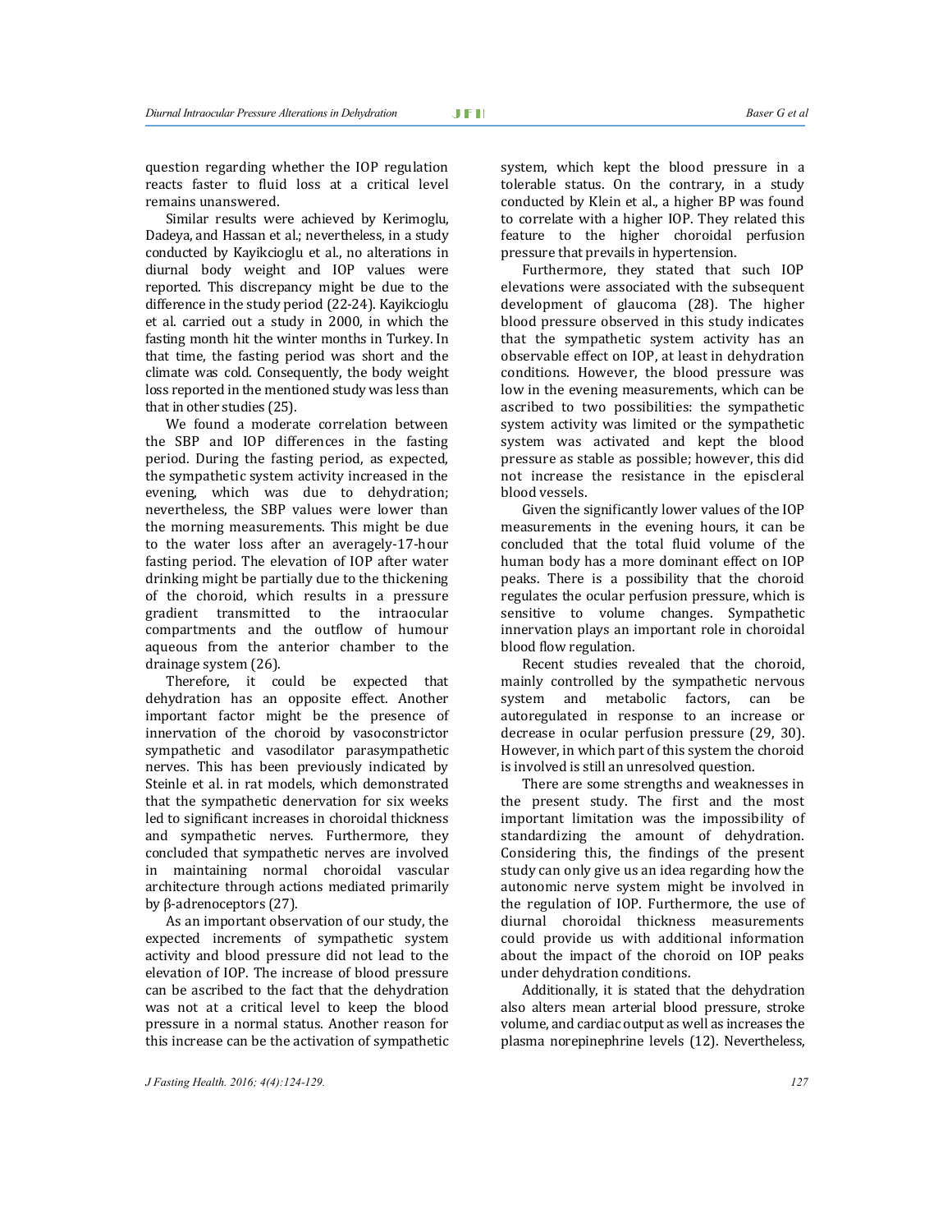question regarding whether the IOP regulation reacts faster to fluid loss at a critical level remains unanswered.

Similar results were achieved by Kerimoglu, Dadeya, and Hassan et al.; nevertheless, in a study conducted by Kayikcioglu et al., no alterations in diurnal body weight and IOP values were reported. This discrepancy might be due to the difference in the study period (22-24). Kayikcioglu et al. carried out a study in 2000, in which the fasting month hit the winter months in Turkey. In that time, the fasting period was short and the climate was cold. Consequently, the body weight loss reported in the mentioned study was less than that in other studies (25).

We found a moderate correlation between the SBP and IOP differences in the fasting period. During the fasting period, as expected, the sympathetic system activity increased in the evening, which was due to dehydration; nevertheless, the SBP values were lower than the morning measurements. This might be due to the water loss after an averagely-17-hour fasting period. The elevation of IOP after water drinking might be partially due to the thickening of the choroid, which results in a pressure gradient transmitted to the intraocular compartments and the outflow of humour aqueous from the anterior chamber to the drainage system (26).

Therefore, it could be expected that dehydration has an opposite effect. Another important factor might be the presence of innervation of the choroid by vasoconstrictor sympathetic and vasodilator parasympathetic nerves. This has been previously indicated by Steinle et al. in rat models, which demonstrated that the sympathetic denervation for six weeks led to significant increases in choroidal thickness and sympathetic nerves. Furthermore, they concluded that sympathetic nerves are involved in maintaining normal choroidal vascular architecture through actions mediated primarily by β-adrenoceptors (27).

As an important observation of our study, the expected increments of sympathetic system activity and blood pressure did not lead to the elevation of IOP. The increase of blood pressure can be ascribed to the fact that the dehydration was not at a critical level to keep the blood pressure in a normal status. Another reason for this increase can be the activation of sympathetic system, which kept the blood pressure in a tolerable status. On the contrary, in a study conducted by Klein et al., a higher BP was found to correlate with a higher IOP. They related this feature to the higher choroidal perfusion pressure that prevails in hypertension.

Furthermore, they stated that such IOP elevations were associated with the subsequent development of glaucoma (28). The higher blood pressure observed in this study indicates that the sympathetic system activity has an observable effect on IOP, at least in dehydration conditions. However, the blood pressure was low in the evening measurements, which can be ascribed to two possibilities: the sympathetic system activity was limited or the sympathetic system was activated and kept the blood pressure as stable as possible; however, this did not increase the resistance in the episcleral blood vessels.

Given the significantly lower values of the IOP measurements in the evening hours, it can be concluded that the total fluid volume of the human body has a more dominant effect on IOP peaks. There is a possibility that the choroid regulates the ocular perfusion pressure, which is sensitive to volume changes. Sympathetic innervation plays an important role in choroidal blood flow regulation.

Recent studies revealed that the choroid, mainly controlled by the sympathetic nervous system and metabolic factors, can be autoregulated in response to an increase or decrease in ocular perfusion pressure (29, 30). However, in which part of this system the choroid is involved is still an unresolved question.

There are some strengths and weaknesses in the present study. The first and the most important limitation was the impossibility of standardizing the amount of dehydration. Considering this, the findings of the present study can only give us an idea regarding how the autonomic nerve system might be involved in the regulation of IOP. Furthermore, the use of diurnal choroidal thickness measurements could provide us with additional information about the impact of the choroid on IOP peaks under dehydration conditions.

Additionally, it is stated that the dehydration also alters mean arterial blood pressure, stroke volume, and cardiac output as well as increases the plasma norepinephrine levels (12). Nevertheless,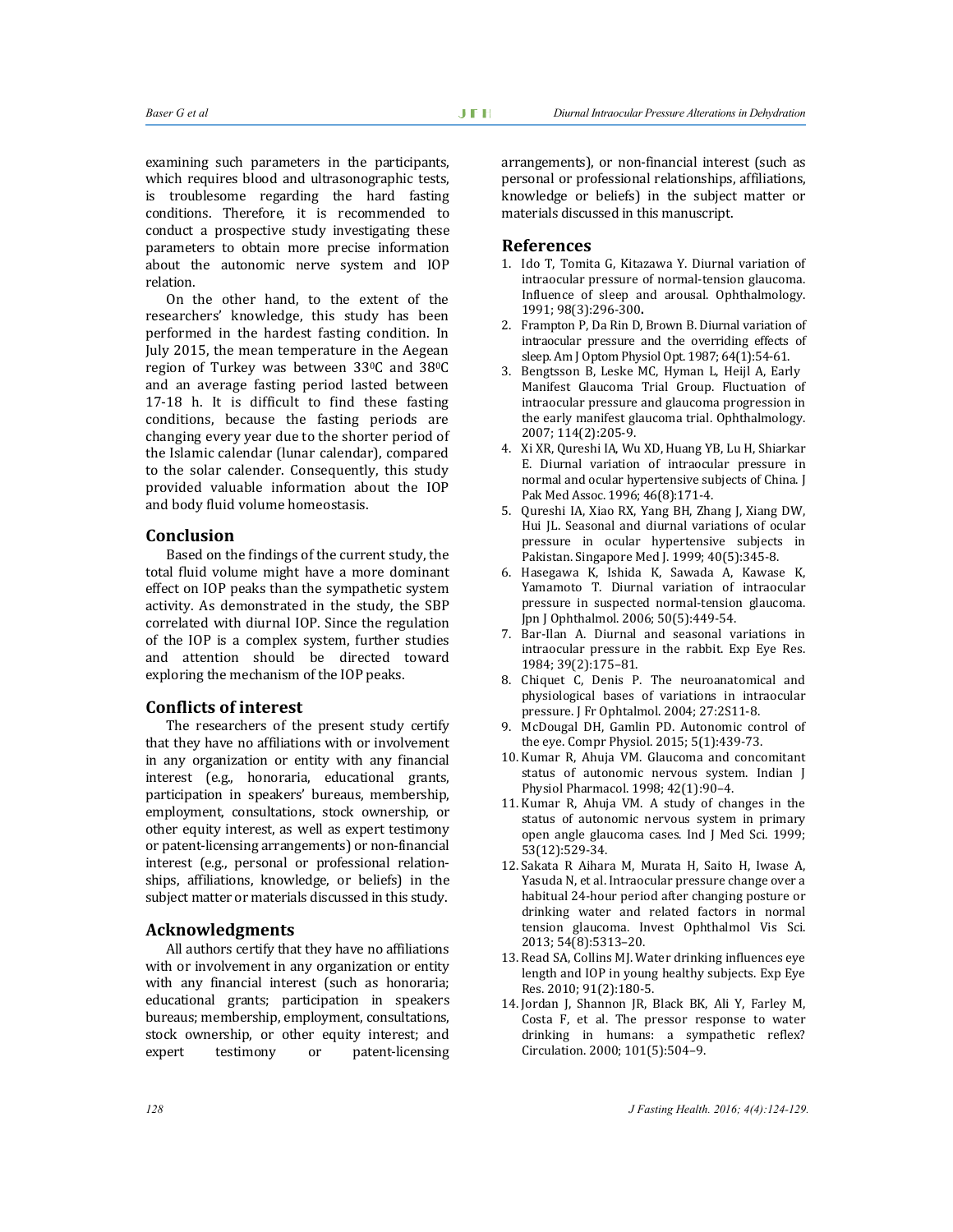examining such parameters in the participants, which requires blood and ultrasonographic tests, is troublesome regarding the hard fasting conditions. Therefore, it is recommended to conduct a prospective study investigating these parameters to obtain more precise information about the autonomic nerve system and IOP relation.

On the other hand, to the extent of the researchers' knowledge, this study has been performed in the hardest fasting condition. In July 2015, the mean temperature in the Aegean region of Turkey was between 33$^0$C and 38$^0$C and an average fasting period lasted between 17-18 h. It is difficult to find these fasting conditions, because the fasting periods are changing every year due to the shorter period of the Islamic calendar (lunar calendar), compared to the solar calender. Consequently, this study provided valuable information about the IOP and body fluid volume homeostasis.

## Conclusion

Based on the findings of the current study, the total fluid volume might have a more dominant effect on IOP peaks than the sympathetic system activity. As demonstrated in the study, the SBP correlated with diurnal IOP. Since the regulation of the IOP is a complex system, further studies and attention should be directed toward exploring the mechanism of the IOP peaks.

## Conflicts of interest

The researchers of the present study certify that they have no affiliations with or involvement in any organization or entity with any financial interest (e.g., honoraria, educational grants, participation in speakers' bureaus, membership, employment, consultations, stock ownership, or other equity interest, as well as expert testimony or patent-licensing arrangements) or non-financial interest (e.g., personal or professional relationships, affiliations, knowledge, or beliefs) in the subject matter or materials discussed in this study.

## Acknowledgments

All authors certify that they have no affiliations with or involvement in any organization or entity with any financial interest (such as honoraria; educational grants; participation in speakers bureaus; membership, employment, consultations, stock ownership, or other equity interest; and expert testimony or patent-licensing arrangements), or non-financial interest (such as personal or professional relationships, affiliations, knowledge or beliefs) in the subject matter or materials discussed in this manuscript.

## References

1. Ido T, Tomita G, Kitazawa Y. Diurnal variation of intraocular pressure of normal-tension glaucoma. Influence of sleep and arousal. Ophthalmology. 1991; 98(3):296-300.
2. Frampton P, Da Rin D, Brown B. Diurnal variation of intraocular pressure and the overriding effects of sleep. Am J Optom Physiol Opt. 1987; 64(1):54-61.
3. Bengtsson B, Leske MC, Hyman L, Heijl A, Early Manifest Glaucoma Trial Group. Fluctuation of intraocular pressure and glaucoma progression in the early manifest glaucoma trial. Ophthalmology. 2007; 114(2):205-9.
4. Xi XR, Qureshi IA, Wu XD, Huang YB, Lu H, Shiarkar E. Diurnal variation of intraocular pressure in normal and ocular hypertensive subjects of China. J Pak Med Assoc. 1996; 46(8):171-4.
5. Qureshi IA, Xiao RX, Yang BH, Zhang J, Xiang DW, Hui JL. Seasonal and diurnal variations of ocular pressure in ocular hypertensive subjects in Pakistan. Singapore Med J. 1999; 40(5):345-8.
6. Hasegawa K, Ishida K, Sawada A, Kawase K, Yamamoto T. Diurnal variation of intraocular pressure in suspected normal-tension glaucoma. Jpn J Ophthalmol. 2006; 50(5):449-54.
7. Bar-Ilan A. Diurnal and seasonal variations in intraocular pressure in the rabbit. Exp Eye Res. 1984; 39(2):175–81.
8. Chiquet C, Denis P. The neuroanatomical and physiological bases of variations in intraocular pressure. J Fr Ophtalmol. 2004; 27:2S11-8.
9. McDougal DH, Gamlin PD. Autonomic control of the eye. Compr Physiol. 2015; 5(1):439-73.
10. Kumar R, Ahuja VM. Glaucoma and concomitant status of autonomic nervous system. Indian J Physiol Pharmacol. 1998; 42(1):90–4.
11. Kumar R, Ahuja VM. A study of changes in the status of autonomic nervous system in primary open angle glaucoma cases. Ind J Med Sci. 1999; 53(12):529-34.
12. Sakata R Aihara M, Murata H, Saito H, Iwase A, Yasuda N, et al. Intraocular pressure change over a habitual 24-hour period after changing posture or drinking water and related factors in normal tension glaucoma. Invest Ophthalmol Vis Sci. 2013; 54(8):5313–20.
13. Read SA, Collins MJ. Water drinking influences eye length and IOP in young healthy subjects. Exp Eye Res. 2010; 91(2):180-5.
14. Jordan J, Shannon JR, Black BK, Ali Y, Farley M, Costa F, et al. The pressor response to water drinking in humans: a sympathetic reflex? Circulation. 2000; 101(5):504–9.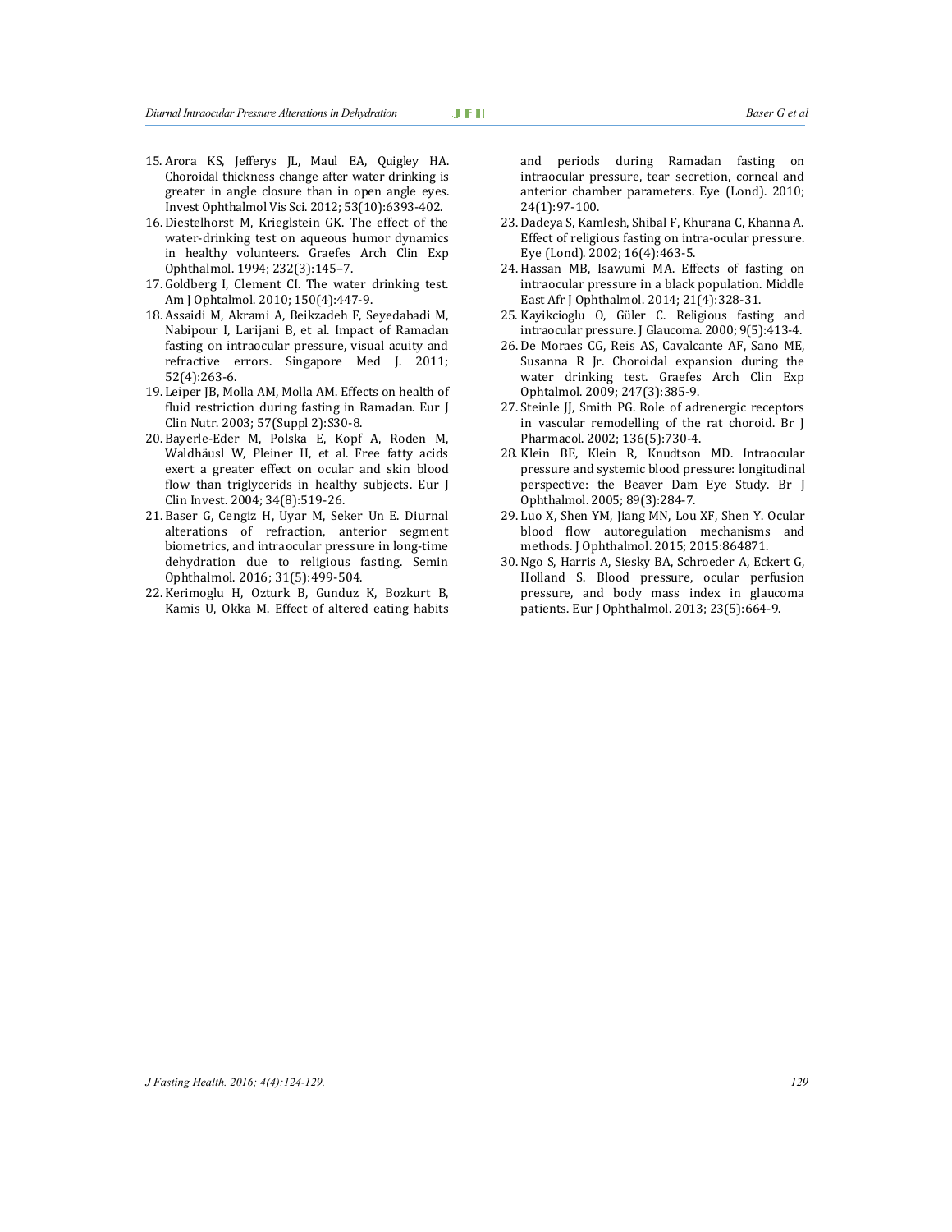15. Arora KS, Jefferys JL, Maul EA, Quigley HA. Choroidal thickness change after water drinking is greater in angle closure than in open angle eyes. Invest Ophthalmol Vis Sci. 2012; 53(10):6393-402.
16. Diestelhorst M, Krieglstein GK. The effect of the water-drinking test on aqueous humor dynamics in healthy volunteers. Graefes Arch Clin Exp Ophthalmol. 1994; 232(3):145–7.
17. Goldberg I, Clement CI. The water drinking test. Am J Ophtalmol. 2010; 150(4):447-9.
18. Assaidi M, Akrami A, Beikzadeh F, Seyedabadi M, Nabipour I, Larijani B, et al. Impact of Ramadan fasting on intraocular pressure, visual acuity and refractive errors. Singapore Med J. 2011; 52(4):263-6.
19. Leiper JB, Molla AM, Molla AM. Effects on health of fluid restriction during fasting in Ramadan. Eur J Clin Nutr. 2003; 57(Suppl 2):S30-8.
20. Bayerle-Eder M, Polska E, Kopf A, Roden M, Waldhäusl W, Pleiner H, et al. Free fatty acids exert a greater effect on ocular and skin blood flow than triglycerids in healthy subjects. Eur J Clin Invest. 2004; 34(8):519-26.
21. Baser G, Cengiz H, Uyar M, Seker Un E. Diurnal alterations of refraction, anterior segment biometrics, and intraocular pressure in long-time dehydration due to religious fasting. Semin Ophthalmol. 2016; 31(5):499-504.
22. Kerimoglu H, Ozturk B, Gunduz K, Bozkurt B, Kamis U, Okka M. Effect of altered eating habits and periods during Ramadan fasting on intraocular pressure, tear secretion, corneal and anterior chamber parameters. Eye (Lond). 2010; 24(1):97-100.
23. Dadeya S, Kamlesh, Shibal F, Khurana C, Khanna A. Effect of religious fasting on intra-ocular pressure. Eye (Lond). 2002; 16(4):463-5.
24. Hassan MB, Isawumi MA. Effects of fasting on intraocular pressure in a black population. Middle East Afr J Ophthalmol. 2014; 21(4):328-31.
25. Kayikcioglu O, Güler C. Religious fasting and intraocular pressure. J Glaucoma. 2000; 9(5):413-4.
26. De Moraes CG, Reis AS, Cavalcante AF, Sano ME, Susanna R Jr. Choroidal expansion during the water drinking test. Graefes Arch Clin Exp Ophtalmol. 2009; 247(3):385-9.
27. Steinle JJ, Smith PG. Role of adrenergic receptors in vascular remodelling of the rat choroid. Br J Pharmacol. 2002; 136(5):730-4.
28. Klein BE, Klein R, Knudtson MD. Intraocular pressure and systemic blood pressure: longitudinal perspective: the Beaver Dam Eye Study. Br J Ophthalmol. 2005; 89(3):284-7.
29. Luo X, Shen YM, Jiang MN, Lou XF, Shen Y. Ocular blood flow autoregulation mechanisms and methods. J Ophthalmol. 2015; 2015:864871.
30. Ngo S, Harris A, Siesky BA, Schroeder A, Eckert G, Holland S. Blood pressure, ocular perfusion pressure, and body mass index in glaucoma patients. Eur J Ophthalmol. 2013; 23(5):664-9.